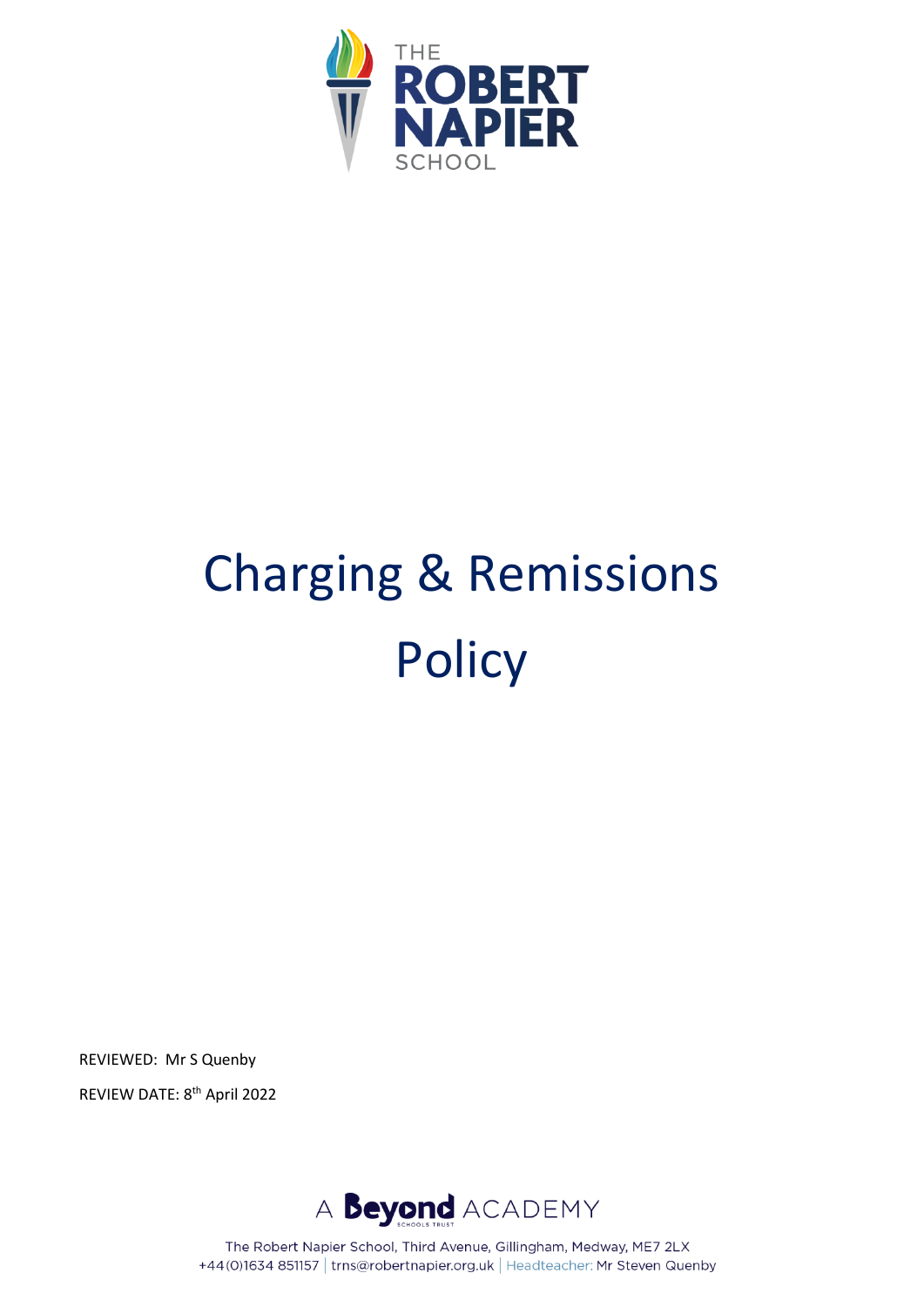THE ROBERT NAPIER SCHOOL

# Charging & Remissions Policy

REVIEWED: Mr S Quenby

REVIEW DATE: 8th April 2022

A Beyond ACADEMY

The Robert Napier School, Third Avenue, Gillingham, Medway, ME7 2LX
+44(0)1634 851157 | trns@robertnapier.org.uk | Headteacher: Mr Steven Quenby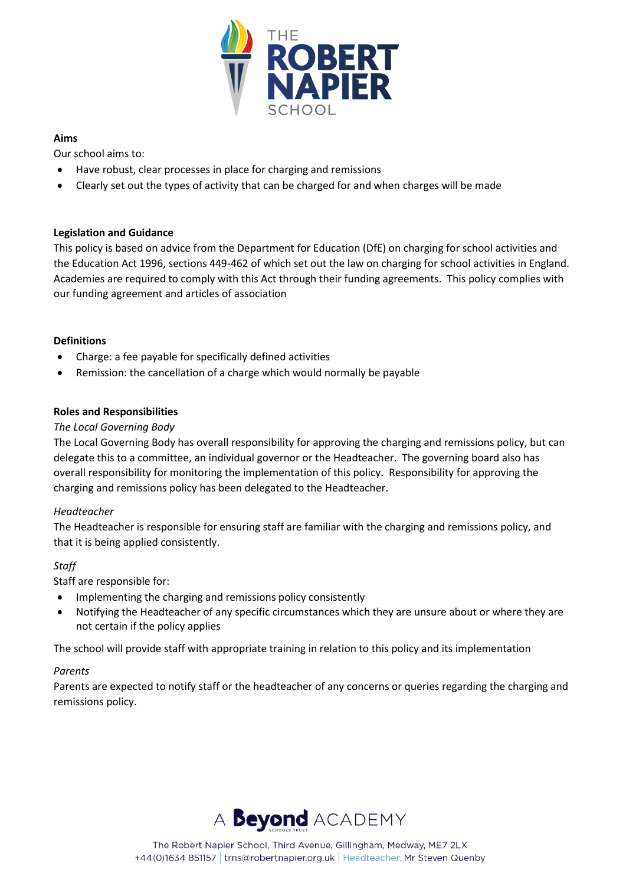**Aims**

Our school aims to:

- Have robust, clear processes in place for charging and remissions
- Clearly set out the types of activity that can be charged for and when charges will be made

**Legislation and Guidance**

This policy is based on advice from the Department for Education (DfE) on charging for school activities and the Education Act 1996, sections 449-462 of which set out the law on charging for school activities in England. Academies are required to comply with this Act through their funding agreements. This policy complies with our funding agreement and articles of association

**Definitions**

- Charge: a fee payable for specifically defined activities
- Remission: the cancellation of a charge which would normally be payable

**Roles and Responsibilities**

*The Local Governing Body*

The Local Governing Body has overall responsibility for approving the charging and remissions policy, but can delegate this to a committee, an individual governor or the Headteacher. The governing board also has overall responsibility for monitoring the implementation of this policy. Responsibility for approving the charging and remissions policy has been delegated to the Headteacher.

*Headteacher*

The Headteacher is responsible for ensuring staff are familiar with the charging and remissions policy, and that it is being applied consistently.

*Staff*

Staff are responsible for:

- Implementing the charging and remissions policy consistently
- Notifying the Headteacher of any specific circumstances which they are unsure about or where they are not certain if the policy applies

The school will provide staff with appropriate training in relation to this policy and its implementation

*Parents*

Parents are expected to notify staff or the headteacher of any concerns or queries regarding the charging and remissions policy.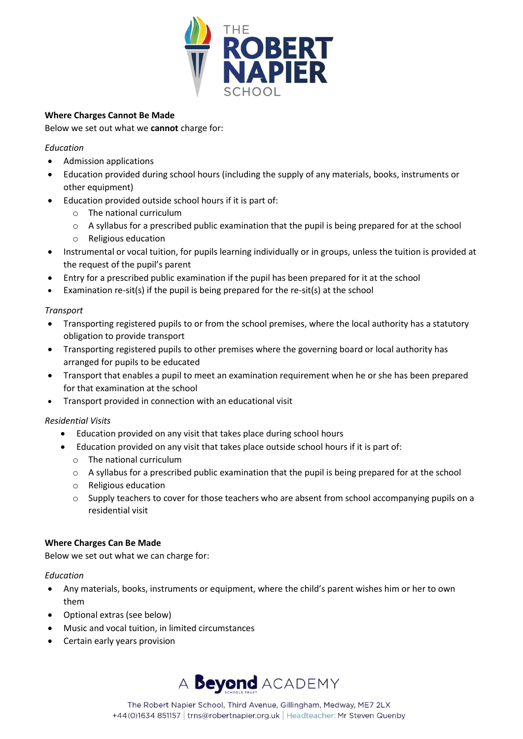**Where Charges Cannot Be Made**

Below we set out what we **cannot** charge for:

*Education*

- Admission applications
- Education provided during school hours (including the supply of any materials, books, instruments or other equipment)
- Education provided outside school hours if it is part of:
  - The national curriculum
  - A syllabus for a prescribed public examination that the pupil is being prepared for at the school
  - Religious education
- Instrumental or vocal tuition, for pupils learning individually or in groups, unless the tuition is provided at the request of the pupil's parent
- Entry for a prescribed public examination if the pupil has been prepared for it at the school
- Examination re-sit(s) if the pupil is being prepared for the re-sit(s) at the school

*Transport*

- Transporting registered pupils to or from the school premises, where the local authority has a statutory obligation to provide transport
- Transporting registered pupils to other premises where the governing board or local authority has arranged for pupils to be educated
- Transport that enables a pupil to meet an examination requirement when he or she has been prepared for that examination at the school
- Transport provided in connection with an educational visit

*Residential Visits*

- Education provided on any visit that takes place during school hours
- Education provided on any visit that takes place outside school hours if it is part of:
  - The national curriculum
  - A syllabus for a prescribed public examination that the pupil is being prepared for at the school
  - Religious education
  - Supply teachers to cover for those teachers who are absent from school accompanying pupils on a residential visit

**Where Charges Can Be Made**

Below we set out what we can charge for:

*Education*

- Any materials, books, instruments or equipment, where the child's parent wishes him or her to own them
- Optional extras (see below)
- Music and vocal tuition, in limited circumstances
- Certain early years provision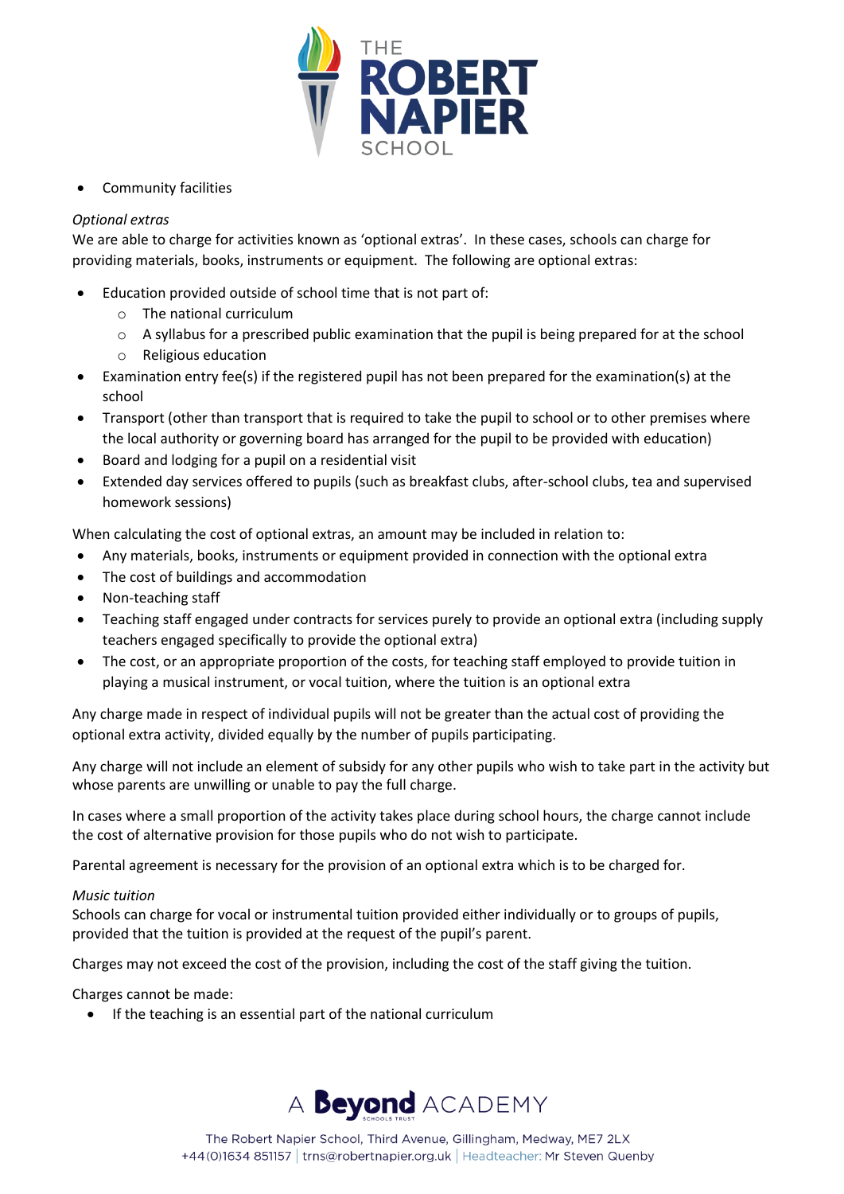- Community facilities

*Optional extras*
We are able to charge for activities known as 'optional extras'. In these cases, schools can charge for providing materials, books, instruments or equipment. The following are optional extras:

- Education provided outside of school time that is not part of:
  - The national curriculum
  - A syllabus for a prescribed public examination that the pupil is being prepared for at the school
  - Religious education
- Examination entry fee(s) if the registered pupil has not been prepared for the examination(s) at the school
- Transport (other than transport that is required to take the pupil to school or to other premises where the local authority or governing board has arranged for the pupil to be provided with education)
- Board and lodging for a pupil on a residential visit
- Extended day services offered to pupils (such as breakfast clubs, after-school clubs, tea and supervised homework sessions)

When calculating the cost of optional extras, an amount may be included in relation to:

- Any materials, books, instruments or equipment provided in connection with the optional extra
- The cost of buildings and accommodation
- Non-teaching staff
- Teaching staff engaged under contracts for services purely to provide an optional extra (including supply teachers engaged specifically to provide the optional extra)
- The cost, or an appropriate proportion of the costs, for teaching staff employed to provide tuition in playing a musical instrument, or vocal tuition, where the tuition is an optional extra

Any charge made in respect of individual pupils will not be greater than the actual cost of providing the optional extra activity, divided equally by the number of pupils participating.

Any charge will not include an element of subsidy for any other pupils who wish to take part in the activity but whose parents are unwilling or unable to pay the full charge.

In cases where a small proportion of the activity takes place during school hours, the charge cannot include the cost of alternative provision for those pupils who do not wish to participate.

Parental agreement is necessary for the provision of an optional extra which is to be charged for.

*Music tuition*
Schools can charge for vocal or instrumental tuition provided either individually or to groups of pupils, provided that the tuition is provided at the request of the pupil's parent.

Charges may not exceed the cost of the provision, including the cost of the staff giving the tuition.

Charges cannot be made:

- If the teaching is an essential part of the national curriculum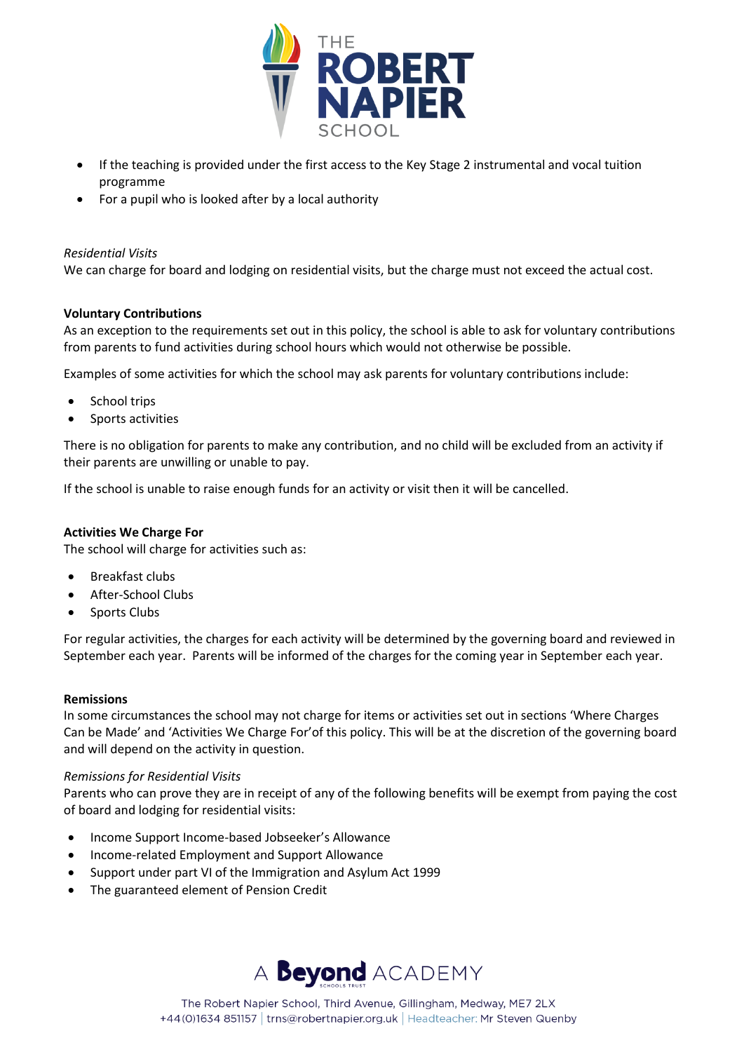- If the teaching is provided under the first access to the Key Stage 2 instrumental and vocal tuition programme
- For a pupil who is looked after by a local authority

*Residential Visits*

We can charge for board and lodging on residential visits, but the charge must not exceed the actual cost.

**Voluntary Contributions**

As an exception to the requirements set out in this policy, the school is able to ask for voluntary contributions from parents to fund activities during school hours which would not otherwise be possible.

Examples of some activities for which the school may ask parents for voluntary contributions include:

- School trips
- Sports activities

There is no obligation for parents to make any contribution, and no child will be excluded from an activity if their parents are unwilling or unable to pay.

If the school is unable to raise enough funds for an activity or visit then it will be cancelled.

**Activities We Charge For**

The school will charge for activities such as:

- Breakfast clubs
- After-School Clubs
- Sports Clubs

For regular activities, the charges for each activity will be determined by the governing board and reviewed in September each year. Parents will be informed of the charges for the coming year in September each year.

**Remissions**

In some circumstances the school may not charge for items or activities set out in sections 'Where Charges Can be Made' and 'Activities We Charge For'of this policy. This will be at the discretion of the governing board and will depend on the activity in question.

*Remissions for Residential Visits*

Parents who can prove they are in receipt of any of the following benefits will be exempt from paying the cost of board and lodging for residential visits:

- Income Support Income-based Jobseeker's Allowance
- Income-related Employment and Support Allowance
- Support under part VI of the Immigration and Asylum Act 1999
- The guaranteed element of Pension Credit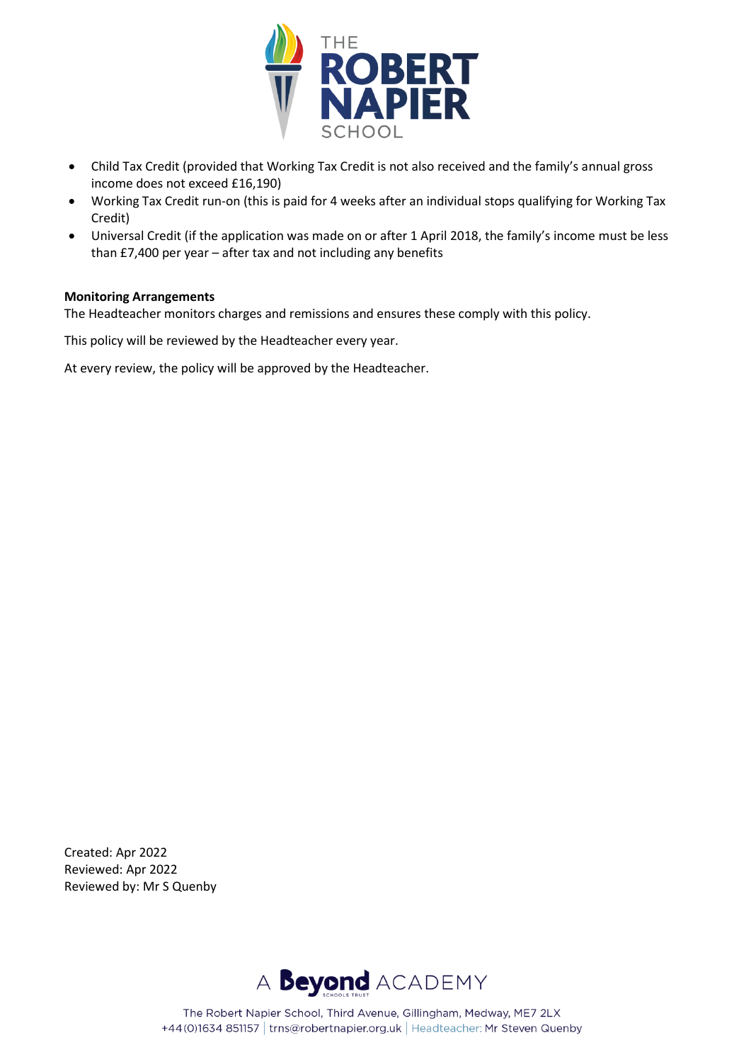- Child Tax Credit (provided that Working Tax Credit is not also received and the family's annual gross income does not exceed £16,190)
- Working Tax Credit run-on (this is paid for 4 weeks after an individual stops qualifying for Working Tax Credit)
- Universal Credit (if the application was made on or after 1 April 2018, the family's income must be less than £7,400 per year – after tax and not including any benefits

**Monitoring Arrangements**

The Headteacher monitors charges and remissions and ensures these comply with this policy.

This policy will be reviewed by the Headteacher every year.

At every review, the policy will be approved by the Headteacher.

Created: Apr 2022
Reviewed: Apr 2022
Reviewed by: Mr S Quenby